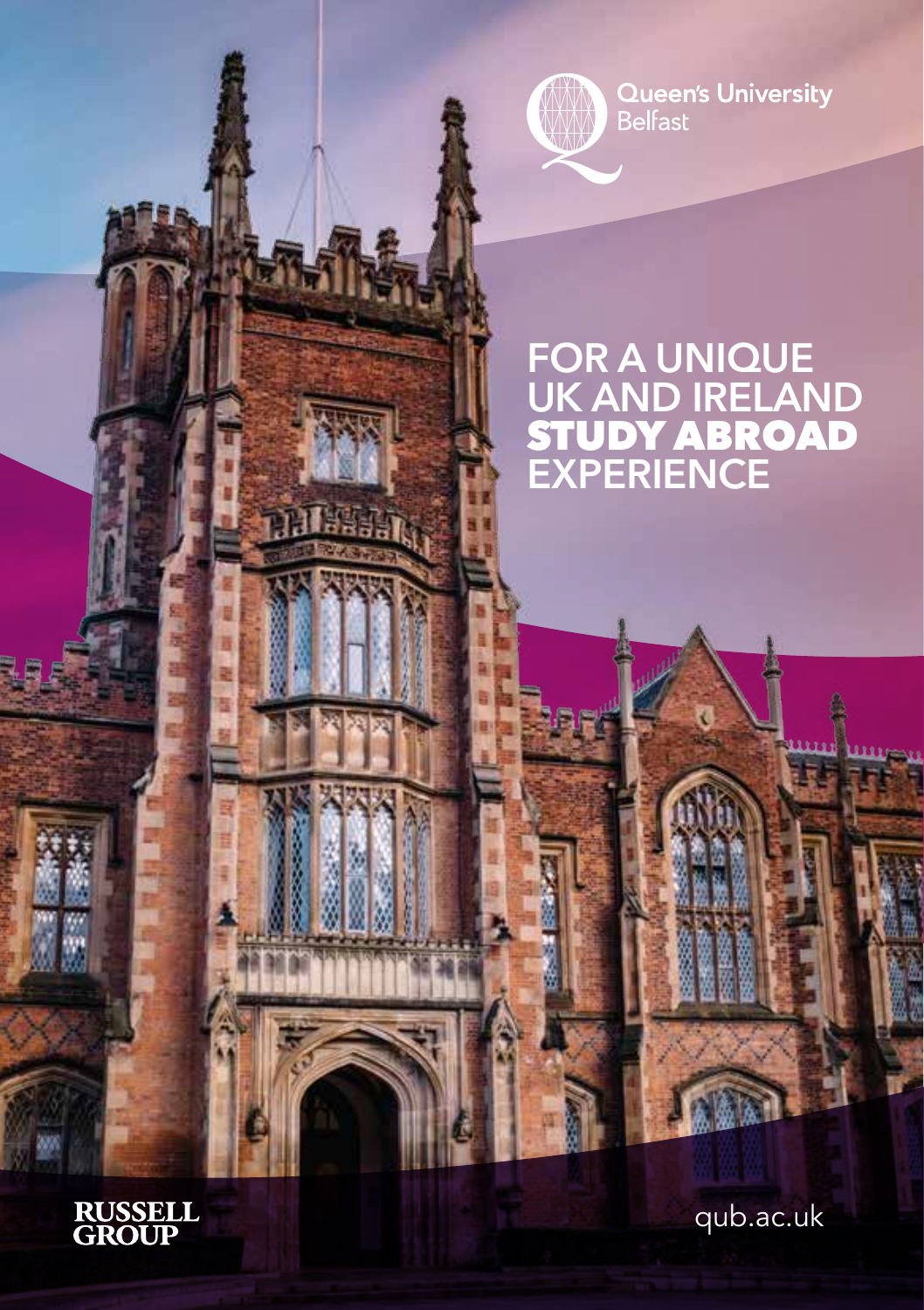Queen's University Belfast

# FOR A UNIQUE UK AND IRELAND **STUDY ABROAD** EXPERIENCE

RUSSELL GROUP

qub.ac.uk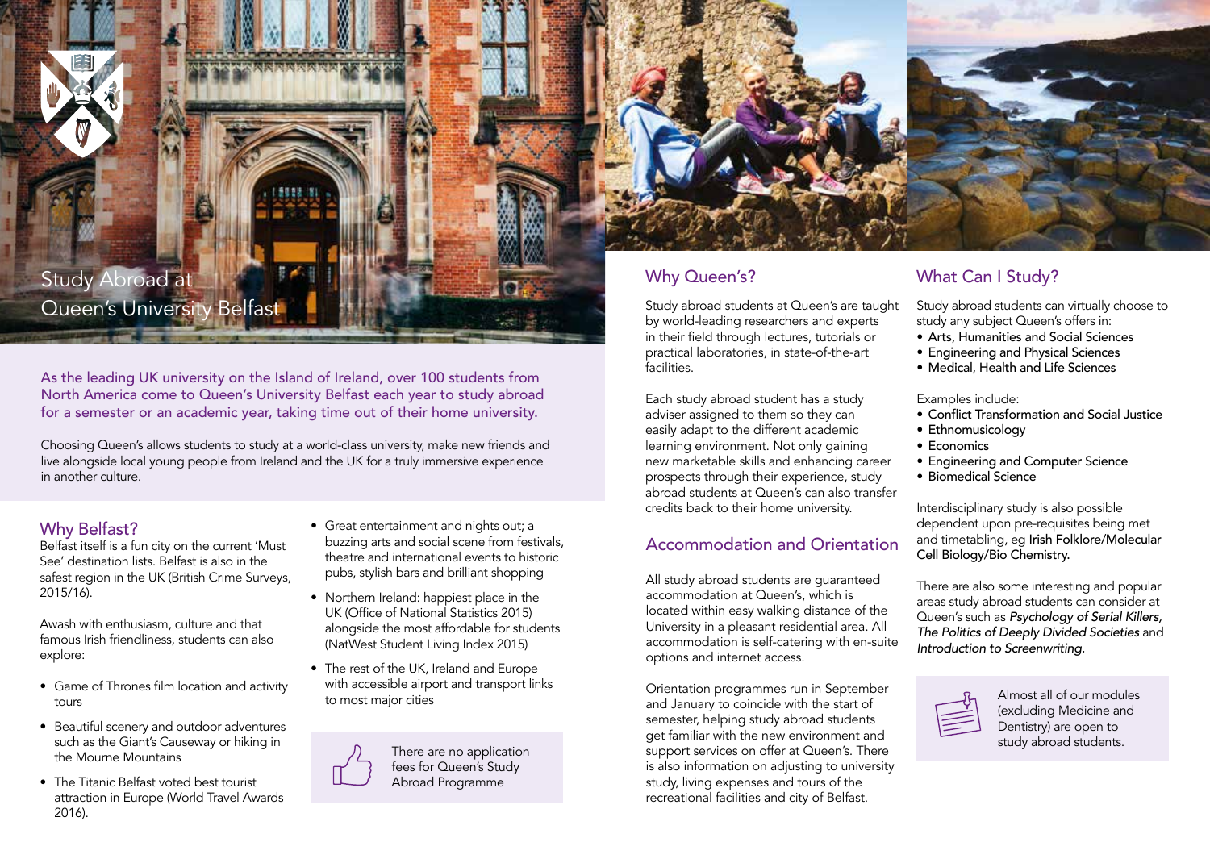# Study Abroad at Queen's University Belfast

As the leading UK university on the Island of Ireland, over 100 students from North America come to Queen's University Belfast each year to study abroad for a semester or an academic year, taking time out of their home university.

Choosing Queen's allows students to study at a world-class university, make new friends and live alongside local young people from Ireland and the UK for a truly immersive experience in another culture.

## Why Belfast?

Belfast itself is a fun city on the current 'Must See' destination lists. Belfast is also in the safest region in the UK (British Crime Surveys, 2015/16).

Awash with enthusiasm, culture and that famous Irish friendliness, students can also explore:

- Game of Thrones film location and activity tours
- Beautiful scenery and outdoor adventures such as the Giant's Causeway or hiking in the Mourne Mountains
- The Titanic Belfast voted best tourist attraction in Europe (World Travel Awards 2016).
- Great entertainment and nights out; a buzzing arts and social scene from festivals, theatre and international events to historic pubs, stylish bars and brilliant shopping
- Northern Ireland: happiest place in the UK (Office of National Statistics 2015) alongside the most affordable for students (NatWest Student Living Index 2015)
- The rest of the UK, Ireland and Europe with accessible airport and transport links to most major cities

There are no application fees for Queen's Study Abroad Programme

## Why Queen's?

Study abroad students at Queen's are taught by world-leading researchers and experts in their field through lectures, tutorials or practical laboratories, in state-of-the-art facilities.

Each study abroad student has a study adviser assigned to them so they can easily adapt to the different academic learning environment. Not only gaining new marketable skills and enhancing career prospects through their experience, study abroad students at Queen's can also transfer credits back to their home university.

## Accommodation and Orientation

All study abroad students are guaranteed accommodation at Queen's, which is located within easy walking distance of the University in a pleasant residential area. All accommodation is self-catering with en-suite options and internet access.

Orientation programmes run in September and January to coincide with the start of semester, helping study abroad students get familiar with the new environment and support services on offer at Queen's. There is also information on adjusting to university study, living expenses and tours of the recreational facilities and city of Belfast.

## What Can I Study?

Study abroad students can virtually choose to study any subject Queen's offers in:

- Arts, Humanities and Social Sciences
- Engineering and Physical Sciences
- Medical, Health and Life Sciences

Examples include:

- Conflict Transformation and Social Justice
- Ethnomusicology
- Economics
- Engineering and Computer Science
- Biomedical Science

Interdisciplinary study is also possible dependent upon pre-requisites being met and timetabling, eg Irish Folklore/Molecular Cell Biology/Bio Chemistry.

There are also some interesting and popular areas study abroad students can consider at Queen's such as *Psychology of Serial Killers, The Politics of Deeply Divided Societies* and *Introduction to Screenwriting.*

Almost all of our modules (excluding Medicine and Dentistry) are open to study abroad students.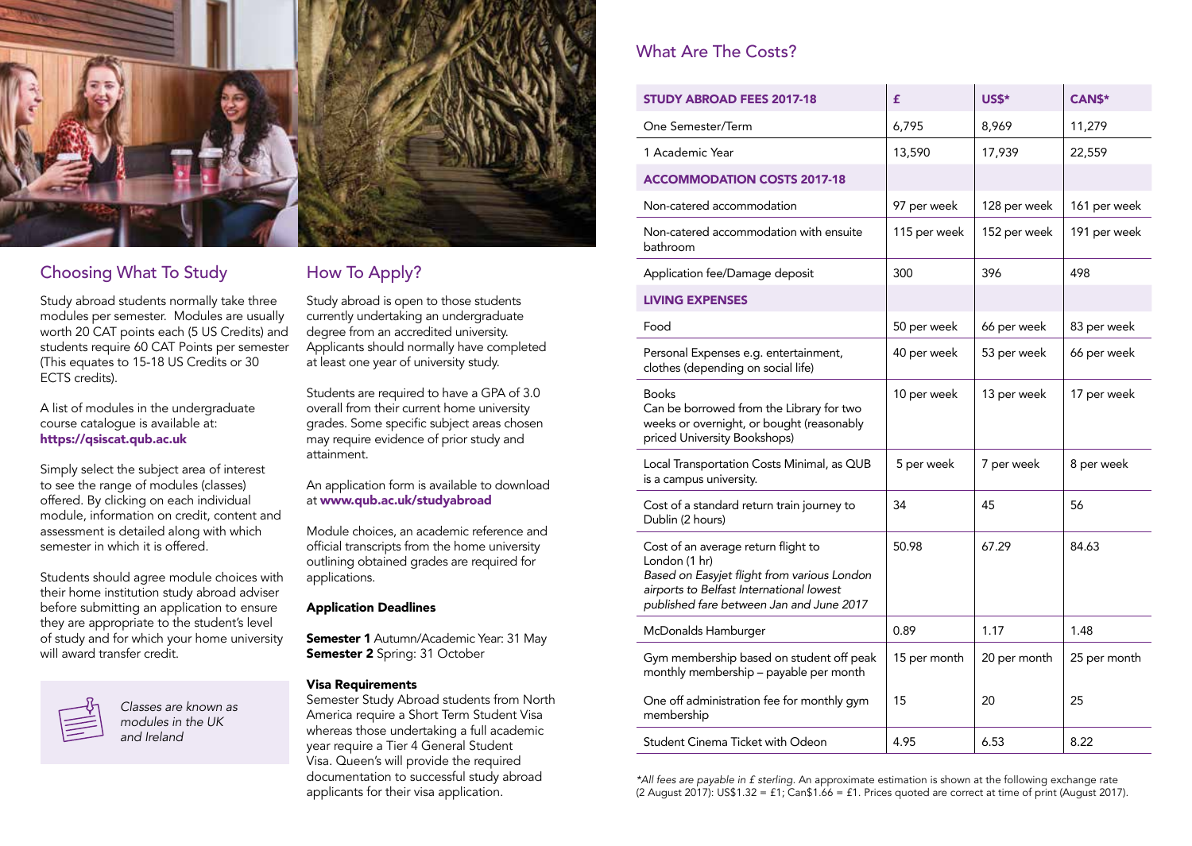## Choosing What To Study

Study abroad students normally take three modules per semester. Modules are usually worth 20 CAT points each (5 US Credits) and students require 60 CAT Points per semester (This equates to 15-18 US Credits or 30 ECTS credits).

A list of modules in the undergraduate course catalogue is available at:
**https://qsiscat.qub.ac.uk**

Simply select the subject area of interest to see the range of modules (classes) offered. By clicking on each individual module, information on credit, content and assessment is detailed along with which semester in which it is offered.

Students should agree module choices with their home institution study abroad adviser before submitting an application to ensure they are appropriate to the student's level of study and for which your home university will award transfer credit.

*Classes are known as modules in the UK and Ireland*

## How To Apply?

Study abroad is open to those students currently undertaking an undergraduate degree from an accredited university. Applicants should normally have completed at least one year of university study.

Students are required to have a GPA of 3.0 overall from their current home university grades. Some specific subject areas chosen may require evidence of prior study and attainment.

An application form is available to download at **www.qub.ac.uk/studyabroad**

Module choices, an academic reference and official transcripts from the home university outlining obtained grades are required for applications.

**Application Deadlines**

**Semester 1** Autumn/Academic Year: 31 May
**Semester 2** Spring: 31 October

**Visa Requirements**
Semester Study Abroad students from North America require a Short Term Student Visa whereas those undertaking a full academic year require a Tier 4 General Student Visa. Queen's will provide the required documentation to successful study abroad applicants for their visa application.

## What Are The Costs?

| STUDY ABROAD FEES 2017-18 | £ | US$* | CAN$* |
|---|---|---|---|
| One Semester/Term | 6,795 | 8,969 | 11,279 |
| 1 Academic Year | 13,590 | 17,939 | 22,559 |
| **ACCOMMODATION COSTS 2017-18** | | | |
| Non-catered accommodation | 97 per week | 128 per week | 161 per week |
| Non-catered accommodation with ensuite bathroom | 115 per week | 152 per week | 191 per week |
| Application fee/Damage deposit | 300 | 396 | 498 |
| **LIVING EXPENSES** | | | |
| Food | 50 per week | 66 per week | 83 per week |
| Personal Expenses e.g. entertainment, clothes (depending on social life) | 40 per week | 53 per week | 66 per week |
| Books Can be borrowed from the Library for two weeks or overnight, or bought (reasonably priced University Bookshops) | 10 per week | 13 per week | 17 per week |
| Local Transportation Costs Minimal, as QUB is a campus university. | 5 per week | 7 per week | 8 per week |
| Cost of a standard return train journey to Dublin (2 hours) | 34 | 45 | 56 |
| Cost of an average return flight to London (1 hr) *Based on Easyjet flight from various London airports to Belfast International lowest published fare between Jan and June 2017* | 50.98 | 67.29 | 84.63 |
| McDonalds Hamburger | 0.89 | 1.17 | 1.48 |
| Gym membership based on student off peak monthly membership – payable per month | 15 per month | 20 per month | 25 per month |
| One off administration fee for monthly gym membership | 15 | 20 | 25 |
| Student Cinema Ticket with Odeon | 4.95 | 6.53 | 8.22 |

**All fees are payable in £ sterling.* An approximate estimation is shown at the following exchange rate (2 August 2017): US$1.32 = £1; Can$1.66 = £1. Prices quoted are correct at time of print (August 2017).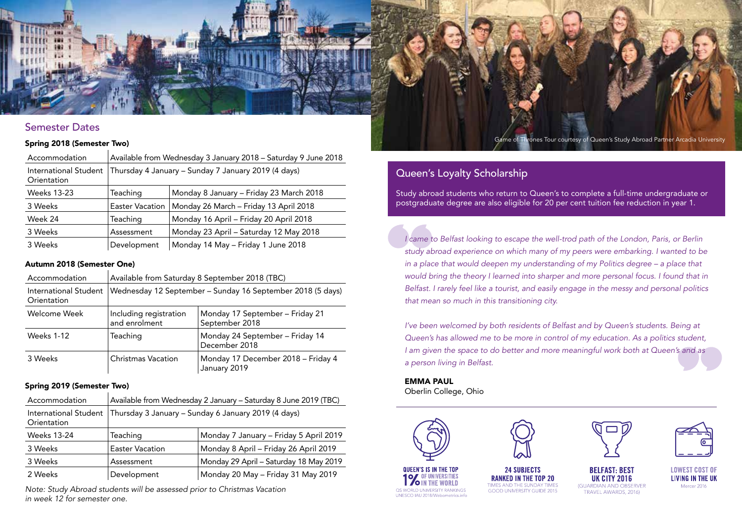## Semester Dates

### Spring 2018 (Semester Two)

| | | |
|---|---|---|
| Accommodation | Available from Wednesday 3 January 2018 – Saturday 9 June 2018 | |
| International Student Orientation | Thursday 4 January – Sunday 7 January 2019 (4 days) | |
| Weeks 13-23 | Teaching | Monday 8 January – Friday 23 March 2018 |
| 3 Weeks | Easter Vacation | Monday 26 March – Friday 13 April 2018 |
| Week 24 | Teaching | Monday 16 April – Friday 20 April 2018 |
| 3 Weeks | Assessment | Monday 23 April – Saturday 12 May 2018 |
| 3 Weeks | Development | Monday 14 May – Friday 1 June 2018 |

### Autumn 2018 (Semester One)

| | | |
|---|---|---|
| Accommodation | Available from Saturday 8 September 2018 (TBC) | |
| International Student Orientation | Wednesday 12 September – Sunday 16 September 2018 (5 days) | |
| Welcome Week | Including registration and enrolment | Monday 17 September – Friday 21 September 2018 |
| Weeks 1-12 | Teaching | Monday 24 September – Friday 14 December 2018 |
| 3 Weeks | Christmas Vacation | Monday 17 December 2018 – Friday 4 January 2019 |

### Spring 2019 (Semester Two)

| | | |
|---|---|---|
| Accommodation | Available from Wednesday 2 January – Saturday 8 June 2019 (TBC) | |
| International Student Orientation | Thursday 3 January – Sunday 6 January 2019 (4 days) | |
| Weeks 13-24 | Teaching | Monday 7 January – Friday 5 April 2019 |
| 3 Weeks | Easter Vacation | Monday 8 April – Friday 26 April 2019 |
| 3 Weeks | Assessment | Monday 29 April – Saturday 18 May 2019 |
| 2 Weeks | Development | Monday 20 May – Friday 31 May 2019 |

*Note: Study Abroad students will be assessed prior to Christmas Vacation in week 12 for semester one.*

Game of Thrones Tour courtesy of Queen's Study Abroad Partner Arcadia University

## Queen's Loyalty Scholarship

Study abroad students who return to Queen's to complete a full-time undergraduate or postgraduate degree are also eligible for 20 per cent tuition fee reduction in year 1.

*I came to Belfast looking to escape the well-trod path of the London, Paris, or Berlin study abroad experience on which many of my peers were embarking. I wanted to be in a place that would deepen my understanding of my Politics degree – a place that would bring the theory I learned into sharper and more personal focus. I found that in Belfast. I rarely feel like a tourist, and easily engage in the messy and personal politics that mean so much in this transitioning city.*

*I've been welcomed by both residents of Belfast and by Queen's students. Being at Queen's has allowed me to be more in control of my education. As a politics student, I am given the space to do better and more meaningful work both at Queen's and as a person living in Belfast.*

**EMMA PAUL**
Oberlin College, Ohio

**QUEEN'S IS IN THE TOP 1% OF UNIVERSITIES IN THE WORLD**
QS WORLD UNIVERSITY RANKINGS UNESCO IAU 2018/Webometrics.info

**24 SUBJECTS RANKED IN THE TOP 20**
TIMES AND THE SUNDAY TIMES GOOD UNIVERSITY GUIDE 2015

**BELFAST: BEST UK CITY 2016**
(GUARDIAN AND OBSERVER TRAVEL AWARDS, 2016)

**LOWEST COST OF LIVING IN THE UK**
Mercer 2016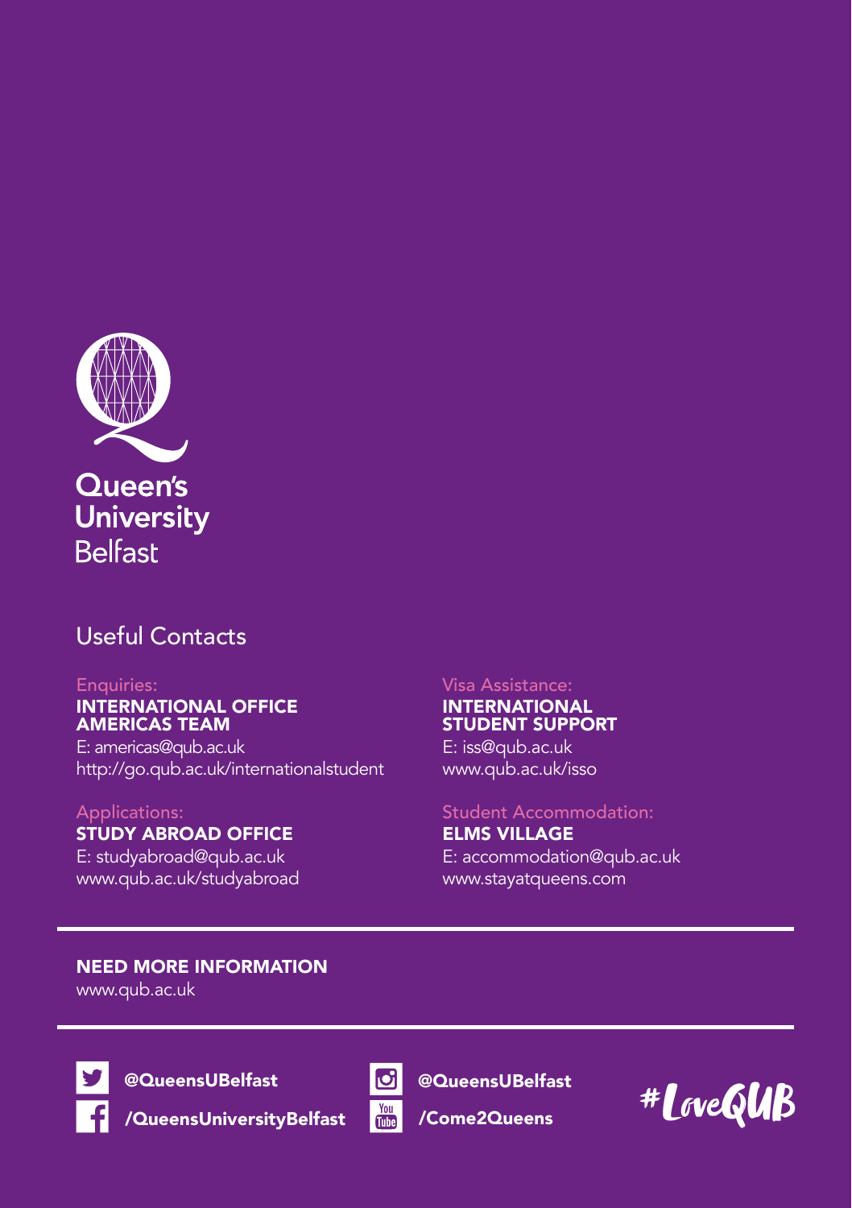Queen's University Belfast

## Useful Contacts

Enquiries:
**INTERNATIONAL OFFICE AMERICAS TEAM**
E: americas@qub.ac.uk
http://go.qub.ac.uk/internationalstudent

Applications:
**STUDY ABROAD OFFICE**
E: studyabroad@qub.ac.uk
www.qub.ac.uk/studyabroad

Visa Assistance:
**INTERNATIONAL STUDENT SUPPORT**
E: iss@qub.ac.uk
www.qub.ac.uk/isso

Student Accommodation:
**ELMS VILLAGE**
E: accommodation@qub.ac.uk
www.stayatqueens.com

---

**NEED MORE INFORMATION**
www.qub.ac.uk

---

@QueensUBelfast

/QueensUniversityBelfast

@QueensUBelfast

/Come2Queens

#LoveQUB